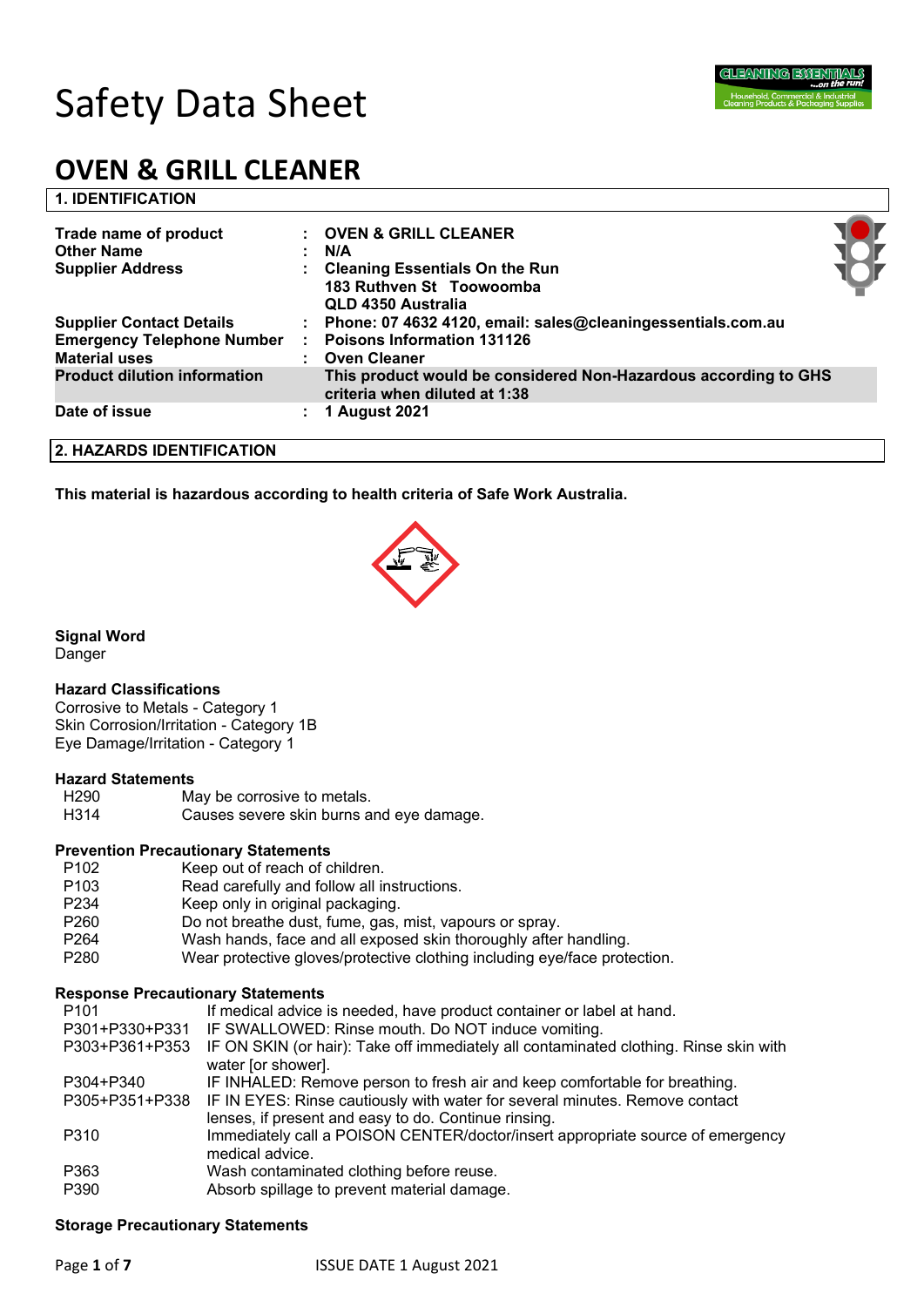# Safety Data Sheet

# OVEN & GRILL CLEANER

## 1. IDENTIFICATION

| | | |
|---|---|---|
| **Trade name of product** | : | **OVEN & GRILL CLEANER** |
| **Other Name** | : | **N/A** |
| **Supplier Address** | : | **Cleaning Essentials On the Run**<br>**183 Ruthven St Toowoomba**<br>**QLD 4350 Australia** |
| **Supplier Contact Details** | : | **Phone: 07 4632 4120, email: sales@cleaningessentials.com.au** |
| **Emergency Telephone Number** | : | **Poisons Information 131126** |
| **Material uses** | : | **Oven Cleaner** |
| **Product dilution information** | | **This product would be considered Non-Hazardous according to GHS criteria when diluted at 1:38** |
| **Date of issue** | : | **1 August 2021** |

## 2. HAZARDS IDENTIFICATION

**This material is hazardous according to health criteria of Safe Work Australia.**

**Signal Word**
Danger

**Hazard Classifications**
Corrosive to Metals - Category 1
Skin Corrosion/Irritation - Category 1B
Eye Damage/Irritation - Category 1

**Hazard Statements**

| | |
|---|---|
| H290 | May be corrosive to metals. |
| H314 | Causes severe skin burns and eye damage. |

**Prevention Precautionary Statements**

| | |
|---|---|
| P102 | Keep out of reach of children. |
| P103 | Read carefully and follow all instructions. |
| P234 | Keep only in original packaging. |
| P260 | Do not breathe dust, fume, gas, mist, vapours or spray. |
| P264 | Wash hands, face and all exposed skin thoroughly after handling. |
| P280 | Wear protective gloves/protective clothing including eye/face protection. |

**Response Precautionary Statements**

| | |
|---|---|
| P101 | If medical advice is needed, have product container or label at hand. |
| P301+P330+P331 | IF SWALLOWED: Rinse mouth. Do NOT induce vomiting. |
| P303+P361+P353 | IF ON SKIN (or hair): Take off immediately all contaminated clothing. Rinse skin with water [or shower]. |
| P304+P340 | IF INHALED: Remove person to fresh air and keep comfortable for breathing. |
| P305+P351+P338 | IF IN EYES: Rinse cautiously with water for several minutes. Remove contact lenses, if present and easy to do. Continue rinsing. |
| P310 | Immediately call a POISON CENTER/doctor/insert appropriate source of emergency medical advice. |
| P363 | Wash contaminated clothing before reuse. |
| P390 | Absorb spillage to prevent material damage. |

**Storage Precautionary Statements**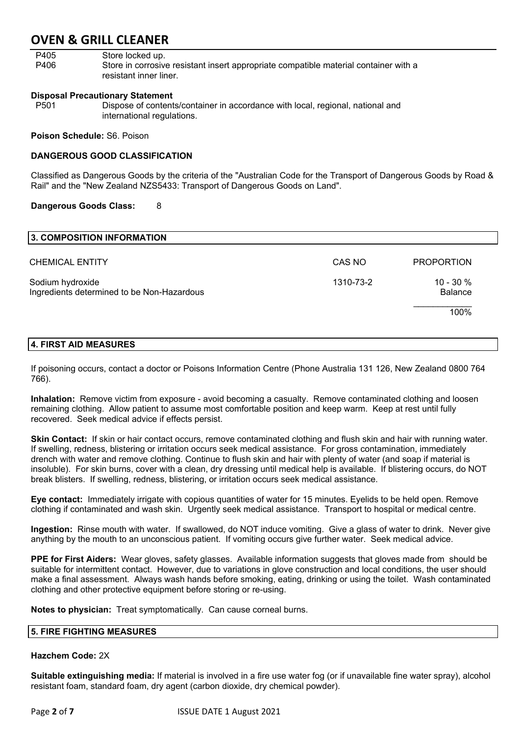P405 Store locked up.
P406 Store in corrosive resistant insert appropriate compatible material container with a resistant inner liner.

**Disposal Precautionary Statement**

P501 Dispose of contents/container in accordance with local, regional, national and international regulations.

**Poison Schedule:** S6. Poison

**DANGEROUS GOOD CLASSIFICATION**

Classified as Dangerous Goods by the criteria of the "Australian Code for the Transport of Dangerous Goods by Road & Rail" and the "New Zealand NZS5433: Transport of Dangerous Goods on Land".

**Dangerous Goods Class:** 8

## 3. COMPOSITION INFORMATION

| CHEMICAL ENTITY | CAS NO | PROPORTION |
|---|---|---|
| Sodium hydroxide | 1310-73-2 | 10 - 30 % |
| Ingredients determined to be Non-Hazardous | | Balance |
| | | 100% |

## 4. FIRST AID MEASURES

If poisoning occurs, contact a doctor or Poisons Information Centre (Phone Australia 131 126, New Zealand 0800 764 766).

**Inhalation:** Remove victim from exposure - avoid becoming a casualty. Remove contaminated clothing and loosen remaining clothing. Allow patient to assume most comfortable position and keep warm. Keep at rest until fully recovered. Seek medical advice if effects persist.

**Skin Contact:** If skin or hair contact occurs, remove contaminated clothing and flush skin and hair with running water. If swelling, redness, blistering or irritation occurs seek medical assistance. For gross contamination, immediately drench with water and remove clothing. Continue to flush skin and hair with plenty of water (and soap if material is insoluble). For skin burns, cover with a clean, dry dressing until medical help is available. If blistering occurs, do NOT break blisters. If swelling, redness, blistering, or irritation occurs seek medical assistance.

**Eye contact:** Immediately irrigate with copious quantities of water for 15 minutes. Eyelids to be held open. Remove clothing if contaminated and wash skin. Urgently seek medical assistance. Transport to hospital or medical centre.

**Ingestion:** Rinse mouth with water. If swallowed, do NOT induce vomiting. Give a glass of water to drink. Never give anything by the mouth to an unconscious patient. If vomiting occurs give further water. Seek medical advice.

**PPE for First Aiders:** Wear gloves, safety glasses. Available information suggests that gloves made from should be suitable for intermittent contact. However, due to variations in glove construction and local conditions, the user should make a final assessment. Always wash hands before smoking, eating, drinking or using the toilet. Wash contaminated clothing and other protective equipment before storing or re-using.

**Notes to physician:** Treat symptomatically. Can cause corneal burns.

## 5. FIRE FIGHTING MEASURES

**Hazchem Code:** 2X

**Suitable extinguishing media:** If material is involved in a fire use water fog (or if unavailable fine water spray), alcohol resistant foam, standard foam, dry agent (carbon dioxide, dry chemical powder).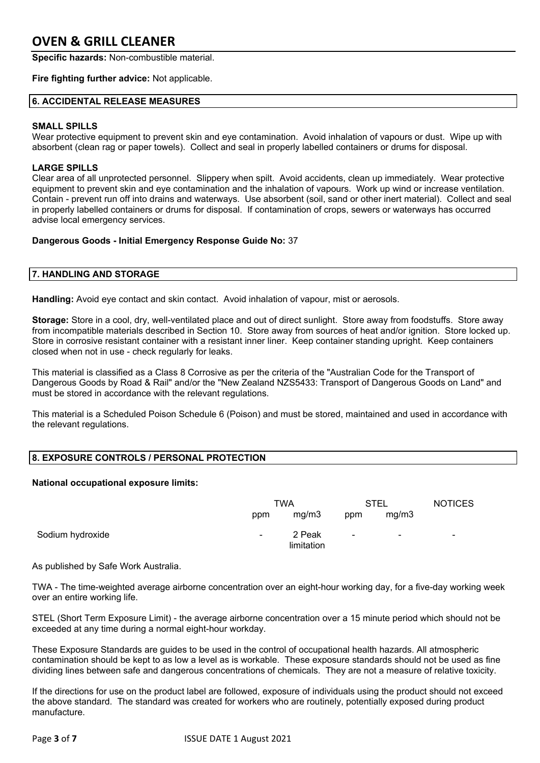**Specific hazards:** Non-combustible material.

**Fire fighting further advice:** Not applicable.

## 6. ACCIDENTAL RELEASE MEASURES

### SMALL SPILLS

Wear protective equipment to prevent skin and eye contamination. Avoid inhalation of vapours or dust. Wipe up with absorbent (clean rag or paper towels). Collect and seal in properly labelled containers or drums for disposal.

### LARGE SPILLS

Clear area of all unprotected personnel. Slippery when spilt. Avoid accidents, clean up immediately. Wear protective equipment to prevent skin and eye contamination and the inhalation of vapours. Work up wind or increase ventilation. Contain - prevent run off into drains and waterways. Use absorbent (soil, sand or other inert material). Collect and seal in properly labelled containers or drums for disposal. If contamination of crops, sewers or waterways has occurred advise local emergency services.

**Dangerous Goods - Initial Emergency Response Guide No:** 37

## 7. HANDLING AND STORAGE

**Handling:** Avoid eye contact and skin contact. Avoid inhalation of vapour, mist or aerosols.

**Storage:** Store in a cool, dry, well-ventilated place and out of direct sunlight. Store away from foodstuffs. Store away from incompatible materials described in Section 10. Store away from sources of heat and/or ignition. Store locked up. Store in corrosive resistant container with a resistant inner liner. Keep container standing upright. Keep containers closed when not in use - check regularly for leaks.

This material is classified as a Class 8 Corrosive as per the criteria of the "Australian Code for the Transport of Dangerous Goods by Road & Rail" and/or the "New Zealand NZS5433: Transport of Dangerous Goods on Land" and must be stored in accordance with the relevant regulations.

This material is a Scheduled Poison Schedule 6 (Poison) and must be stored, maintained and used in accordance with the relevant regulations.

## 8. EXPOSURE CONTROLS / PERSONAL PROTECTION

**National occupational exposure limits:**

| | TWA | | STEL | | NOTICES |
|---|---|---|---|---|---|
| | ppm | mg/m3 | ppm | mg/m3 | |
| Sodium hydroxide | - | 2 Peak limitation | - | - | - |

As published by Safe Work Australia.

TWA - The time-weighted average airborne concentration over an eight-hour working day, for a five-day working week over an entire working life.

STEL (Short Term Exposure Limit) - the average airborne concentration over a 15 minute period which should not be exceeded at any time during a normal eight-hour workday.

These Exposure Standards are guides to be used in the control of occupational health hazards. All atmospheric contamination should be kept to as low a level as is workable. These exposure standards should not be used as fine dividing lines between safe and dangerous concentrations of chemicals. They are not a measure of relative toxicity.

If the directions for use on the product label are followed, exposure of individuals using the product should not exceed the above standard. The standard was created for workers who are routinely, potentially exposed during product manufacture.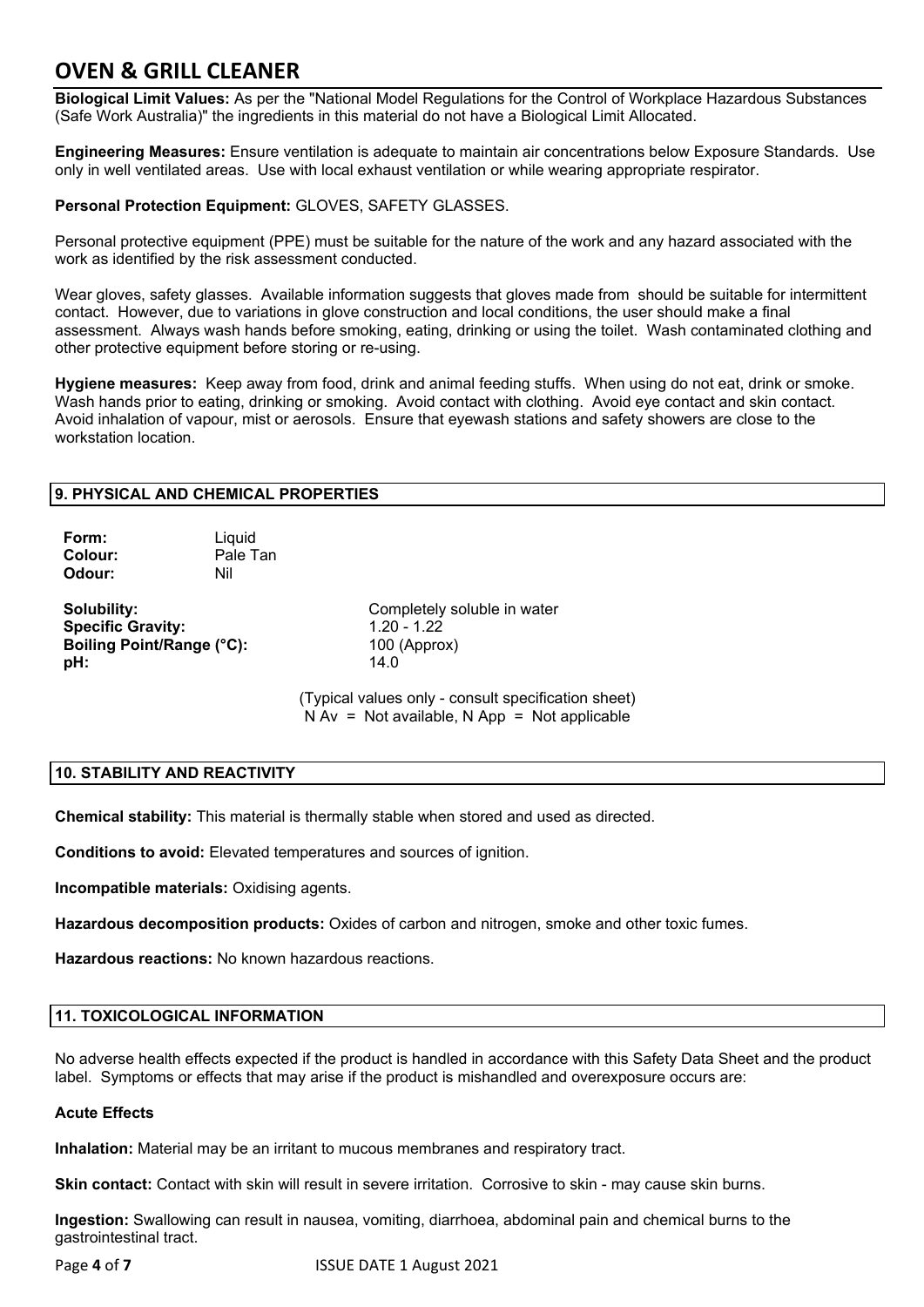**Biological Limit Values:** As per the "National Model Regulations for the Control of Workplace Hazardous Substances (Safe Work Australia)" the ingredients in this material do not have a Biological Limit Allocated.

**Engineering Measures:** Ensure ventilation is adequate to maintain air concentrations below Exposure Standards. Use only in well ventilated areas. Use with local exhaust ventilation or while wearing appropriate respirator.

**Personal Protection Equipment:** GLOVES, SAFETY GLASSES.

Personal protective equipment (PPE) must be suitable for the nature of the work and any hazard associated with the work as identified by the risk assessment conducted.

Wear gloves, safety glasses. Available information suggests that gloves made from should be suitable for intermittent contact. However, due to variations in glove construction and local conditions, the user should make a final assessment. Always wash hands before smoking, eating, drinking or using the toilet. Wash contaminated clothing and other protective equipment before storing or re-using.

**Hygiene measures:** Keep away from food, drink and animal feeding stuffs. When using do not eat, drink or smoke. Wash hands prior to eating, drinking or smoking. Avoid contact with clothing. Avoid eye contact and skin contact. Avoid inhalation of vapour, mist or aerosols. Ensure that eyewash stations and safety showers are close to the workstation location.

## 9. PHYSICAL AND CHEMICAL PROPERTIES

**Form:** Liquid
**Colour:** Pale Tan
**Odour:** Nil

**Solubility:** Completely soluble in water
**Specific Gravity:** 1.20 - 1.22
**Boiling Point/Range (°C):** 100 (Approx)
**pH:** 14.0

(Typical values only - consult specification sheet)
N Av = Not available, N App = Not applicable

## 10. STABILITY AND REACTIVITY

**Chemical stability:** This material is thermally stable when stored and used as directed.

**Conditions to avoid:** Elevated temperatures and sources of ignition.

**Incompatible materials:** Oxidising agents.

**Hazardous decomposition products:** Oxides of carbon and nitrogen, smoke and other toxic fumes.

**Hazardous reactions:** No known hazardous reactions.

## 11. TOXICOLOGICAL INFORMATION

No adverse health effects expected if the product is handled in accordance with this Safety Data Sheet and the product label. Symptoms or effects that may arise if the product is mishandled and overexposure occurs are:

**Acute Effects**

**Inhalation:** Material may be an irritant to mucous membranes and respiratory tract.

**Skin contact:** Contact with skin will result in severe irritation. Corrosive to skin - may cause skin burns.

**Ingestion:** Swallowing can result in nausea, vomiting, diarrhoea, abdominal pain and chemical burns to the gastrointestinal tract.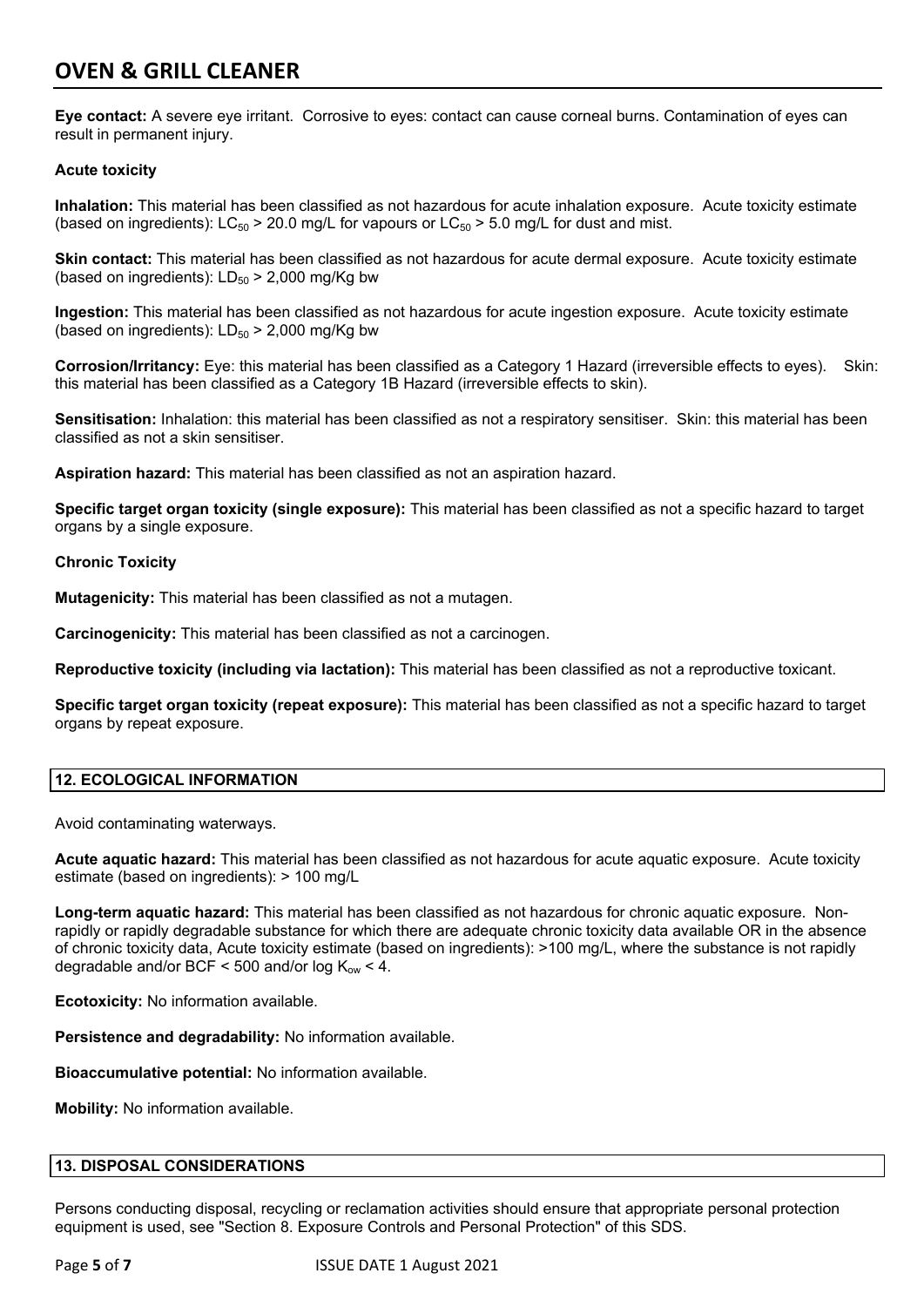**Eye contact:** A severe eye irritant. Corrosive to eyes: contact can cause corneal burns. Contamination of eyes can result in permanent injury.

**Acute toxicity**

**Inhalation:** This material has been classified as not hazardous for acute inhalation exposure. Acute toxicity estimate (based on ingredients): $LC_{50}$ > 20.0 mg/L for vapours or $LC_{50}$ > 5.0 mg/L for dust and mist.

**Skin contact:** This material has been classified as not hazardous for acute dermal exposure. Acute toxicity estimate (based on ingredients): $LD_{50}$ > 2,000 mg/Kg bw

**Ingestion:** This material has been classified as not hazardous for acute ingestion exposure. Acute toxicity estimate (based on ingredients): $LD_{50}$ > 2,000 mg/Kg bw

**Corrosion/Irritancy:** Eye: this material has been classified as a Category 1 Hazard (irreversible effects to eyes). Skin: this material has been classified as a Category 1B Hazard (irreversible effects to skin).

**Sensitisation:** Inhalation: this material has been classified as not a respiratory sensitiser. Skin: this material has been classified as not a skin sensitiser.

**Aspiration hazard:** This material has been classified as not an aspiration hazard.

**Specific target organ toxicity (single exposure):** This material has been classified as not a specific hazard to target organs by a single exposure.

**Chronic Toxicity**

**Mutagenicity:** This material has been classified as not a mutagen.

**Carcinogenicity:** This material has been classified as not a carcinogen.

**Reproductive toxicity (including via lactation):** This material has been classified as not a reproductive toxicant.

**Specific target organ toxicity (repeat exposure):** This material has been classified as not a specific hazard to target organs by repeat exposure.

## 12. ECOLOGICAL INFORMATION

Avoid contaminating waterways.

**Acute aquatic hazard:** This material has been classified as not hazardous for acute aquatic exposure. Acute toxicity estimate (based on ingredients): > 100 mg/L

**Long-term aquatic hazard:** This material has been classified as not hazardous for chronic aquatic exposure. Non-rapidly or rapidly degradable substance for which there are adequate chronic toxicity data available OR in the absence of chronic toxicity data, Acute toxicity estimate (based on ingredients): >100 mg/L, where the substance is not rapidly degradable and/or BCF < 500 and/or log $K_{ow}$ < 4.

**Ecotoxicity:** No information available.

**Persistence and degradability:** No information available.

**Bioaccumulative potential:** No information available.

**Mobility:** No information available.

## 13. DISPOSAL CONSIDERATIONS

Persons conducting disposal, recycling or reclamation activities should ensure that appropriate personal protection equipment is used, see "Section 8. Exposure Controls and Personal Protection" of this SDS.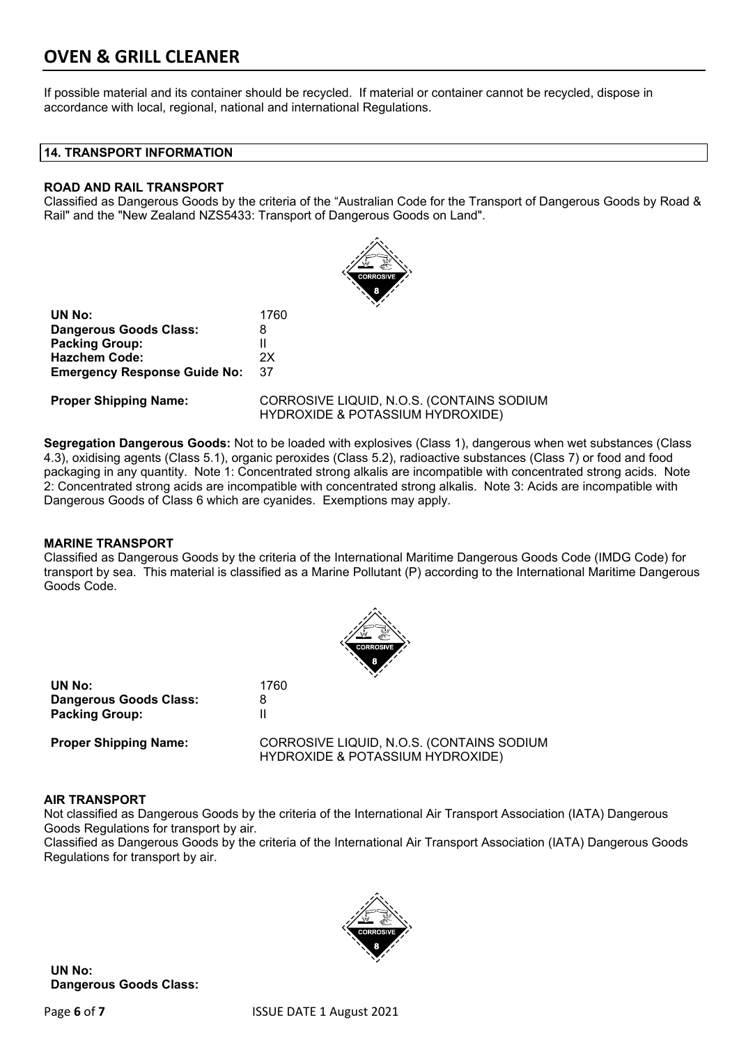If possible material and its container should be recycled. If material or container cannot be recycled, dispose in accordance with local, regional, national and international Regulations.

## 14. TRANSPORT INFORMATION

### ROAD AND RAIL TRANSPORT

Classified as Dangerous Goods by the criteria of the "Australian Code for the Transport of Dangerous Goods by Road & Rail" and the "New Zealand NZS5433: Transport of Dangerous Goods on Land".

| | |
|---|---|
| **UN No:** | 1760 |
| **Dangerous Goods Class:** | 8 |
| **Packing Group:** | II |
| **Hazchem Code:** | 2X |
| **Emergency Response Guide No:** | 37 |
| **Proper Shipping Name:** | CORROSIVE LIQUID, N.O.S. (CONTAINS SODIUM HYDROXIDE & POTASSIUM HYDROXIDE) |

**Segregation Dangerous Goods:** Not to be loaded with explosives (Class 1), dangerous when wet substances (Class 4.3), oxidising agents (Class 5.1), organic peroxides (Class 5.2), radioactive substances (Class 7) or food and food packaging in any quantity. Note 1: Concentrated strong alkalis are incompatible with concentrated strong acids. Note 2: Concentrated strong acids are incompatible with concentrated strong alkalis. Note 3: Acids are incompatible with Dangerous Goods of Class 6 which are cyanides. Exemptions may apply.

### MARINE TRANSPORT

Classified as Dangerous Goods by the criteria of the International Maritime Dangerous Goods Code (IMDG Code) for transport by sea. This material is classified as a Marine Pollutant (P) according to the International Maritime Dangerous Goods Code.

| | |
|---|---|
| **UN No:** | 1760 |
| **Dangerous Goods Class:** | 8 |
| **Packing Group:** | II |
| **Proper Shipping Name:** | CORROSIVE LIQUID, N.O.S. (CONTAINS SODIUM HYDROXIDE & POTASSIUM HYDROXIDE) |

### AIR TRANSPORT

Not classified as Dangerous Goods by the criteria of the International Air Transport Association (IATA) Dangerous Goods Regulations for transport by air.

Classified as Dangerous Goods by the criteria of the International Air Transport Association (IATA) Dangerous Goods Regulations for transport by air.

**UN No:**

**Dangerous Goods Class:**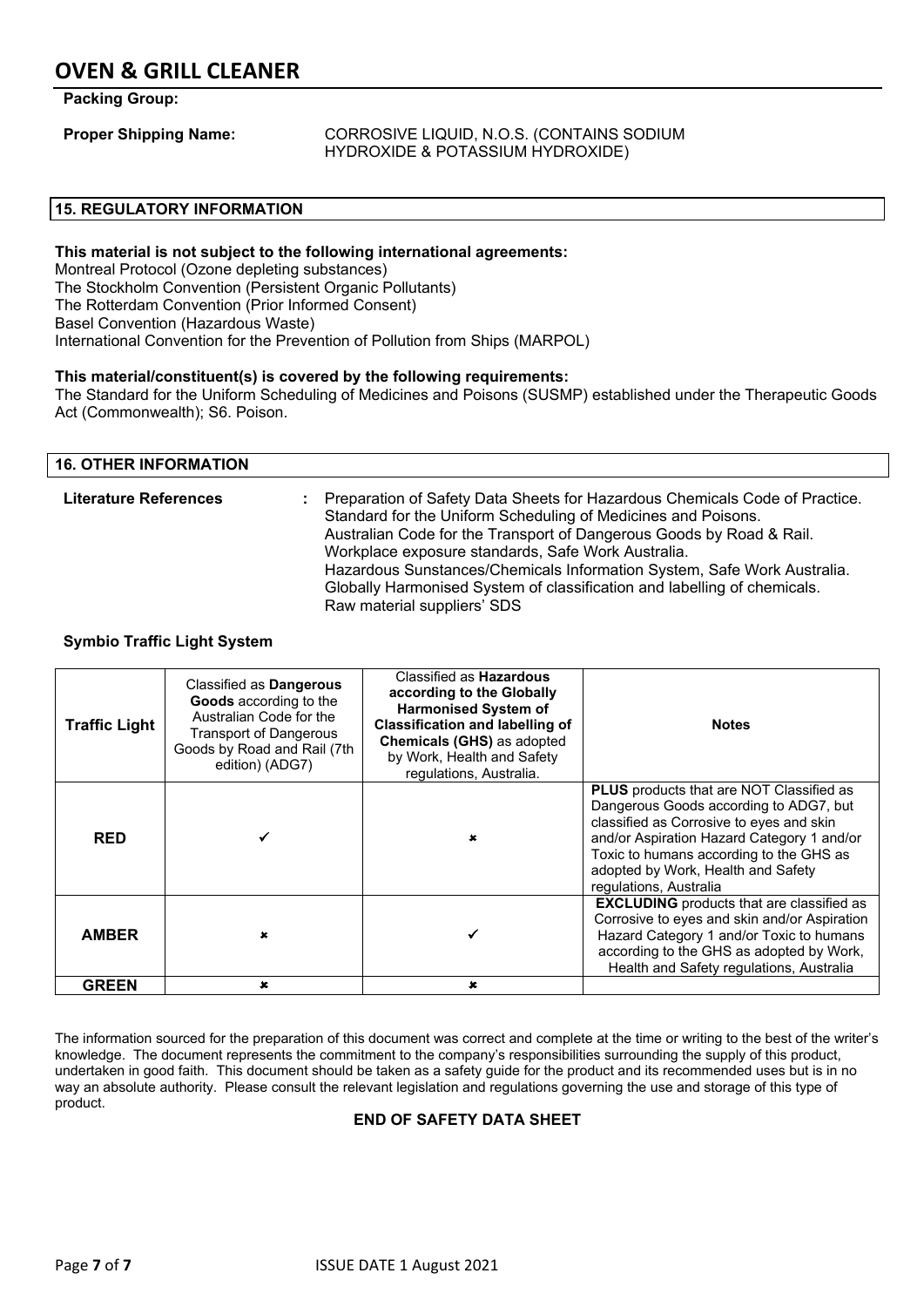**Packing Group:**

**Proper Shipping Name:** CORROSIVE LIQUID, N.O.S. (CONTAINS SODIUM HYDROXIDE & POTASSIUM HYDROXIDE)

## 15. REGULATORY INFORMATION

**This material is not subject to the following international agreements:**
Montreal Protocol (Ozone depleting substances)
The Stockholm Convention (Persistent Organic Pollutants)
The Rotterdam Convention (Prior Informed Consent)
Basel Convention (Hazardous Waste)
International Convention for the Prevention of Pollution from Ships (MARPOL)

**This material/constituent(s) is covered by the following requirements:**
The Standard for the Uniform Scheduling of Medicines and Poisons (SUSMP) established under the Therapeutic Goods Act (Commonwealth); S6. Poison.

## 16. OTHER INFORMATION

**Literature References** : Preparation of Safety Data Sheets for Hazardous Chemicals Code of Practice.
Standard for the Uniform Scheduling of Medicines and Poisons.
Australian Code for the Transport of Dangerous Goods by Road & Rail.
Workplace exposure standards, Safe Work Australia.
Hazardous Sunstances/Chemicals Information System, Safe Work Australia.
Globally Harmonised System of classification and labelling of chemicals.
Raw material suppliers' SDS

**Symbio Traffic Light System**

| Traffic Light | Classified as **Dangerous Goods** according to the Australian Code for the Transport of Dangerous Goods by Road and Rail (7th edition) (ADG7) | Classified as **Hazardous according to the Globally Harmonised System of Classification and labelling of Chemicals (GHS)** as adopted by Work, Health and Safety regulations, Australia. | Notes |
|---|---|---|---|
| **RED** | ✓ | ✗ | **PLUS** products that are NOT Classified as Dangerous Goods according to ADG7, but classified as Corrosive to eyes and skin and/or Aspiration Hazard Category 1 and/or Toxic to humans according to the GHS as adopted by Work, Health and Safety regulations, Australia |
| **AMBER** | ✗ | ✓ | **EXCLUDING** products that are classified as Corrosive to eyes and skin and/or Aspiration Hazard Category 1 and/or Toxic to humans according to the GHS as adopted by Work, Health and Safety regulations, Australia |
| **GREEN** | ✗ | ✗ | |

The information sourced for the preparation of this document was correct and complete at the time or writing to the best of the writer's knowledge. The document represents the commitment to the company's responsibilities surrounding the supply of this product, undertaken in good faith. This document should be taken as a safety guide for the product and its recommended uses but is in no way an absolute authority. Please consult the relevant legislation and regulations governing the use and storage of this type of product.

**END OF SAFETY DATA SHEET**